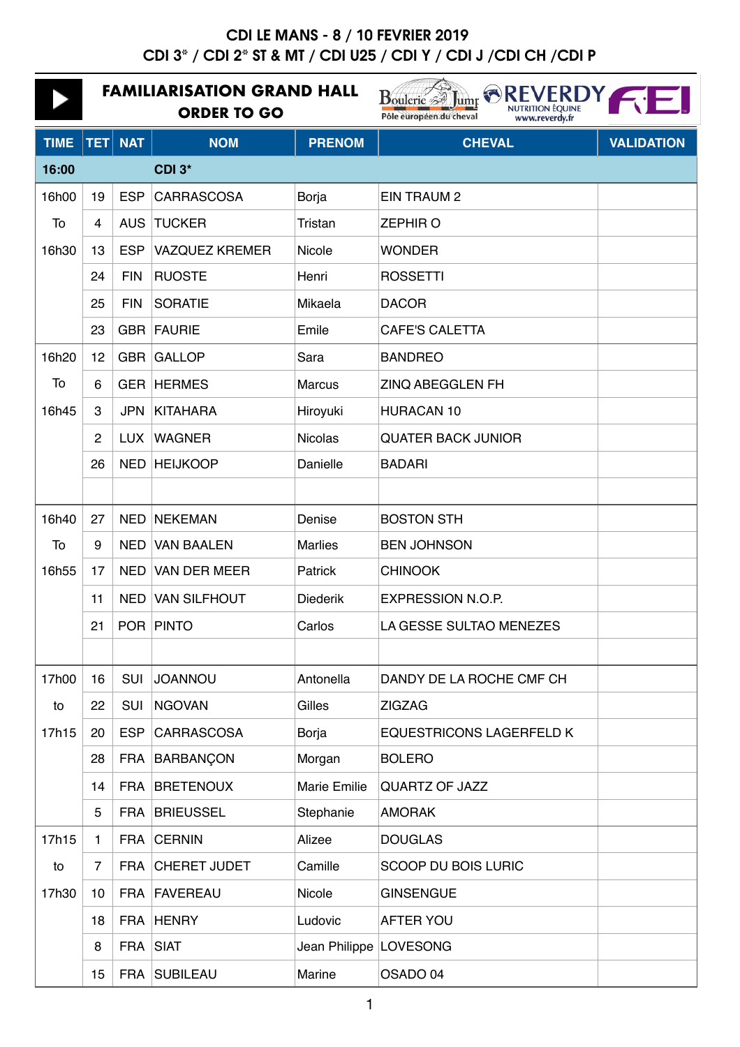# CDI LE MANS - 8 / 10 FEVRIER 2019

## CDI 3* / CDI 2* ST & MT / CDI U25 / CDI Y / CDI J /CDI CH /CDI P

### FAMILIARISATION GRAND HALL

### ORDER TO GO

| TIME | TET | NAT | NOM | PRENOM | CHEVAL | VALIDATION |
|---|---|---|---|---|---|---|
| **16:00** | | | **CDI 3*** | | | |
| 16h00 | 19 | ESP | CARRASCOSA | Borja | EIN TRAUM 2 | |
| To | 4 | AUS | TUCKER | Tristan | ZEPHIR O | |
| 16h30 | 13 | ESP | VAZQUEZ KREMER | Nicole | WONDER | |
| | 24 | FIN | RUOSTE | Henri | ROSSETTI | |
| | 25 | FIN | SORATIE | Mikaela | DACOR | |
| | 23 | GBR | FAURIE | Emile | CAFE'S CALETTA | |
| 16h20 | 12 | GBR | GALLOP | Sara | BANDREO | |
| To | 6 | GER | HERMES | Marcus | ZINQ ABEGGLEN FH | |
| 16h45 | 3 | JPN | KITAHARA | Hiroyuki | HURACAN 10 | |
| | 2 | LUX | WAGNER | Nicolas | QUATER BACK JUNIOR | |
| | 26 | NED | HEIJKOOP | Danielle | BADARI | |
| | | | | | | |
| 16h40 | 27 | NED | NEKEMAN | Denise | BOSTON STH | |
| To | 9 | NED | VAN BAALEN | Marlies | BEN JOHNSON | |
| 16h55 | 17 | NED | VAN DER MEER | Patrick | CHINOOK | |
| | 11 | NED | VAN SILFHOUT | Diederik | EXPRESSION N.O.P. | |
| | 21 | POR | PINTO | Carlos | LA GESSE SULTAO MENEZES | |
| | | | | | | |
| 17h00 | 16 | SUI | JOANNOU | Antonella | DANDY DE LA ROCHE CMF CH | |
| to | 22 | SUI | NGOVAN | Gilles | ZIGZAG | |
| 17h15 | 20 | ESP | CARRASCOSA | Borja | EQUESTRICONS LAGERFELD K | |
| | 28 | FRA | BARBANÇON | Morgan | BOLERO | |
| | 14 | FRA | BRETENOUX | Marie Emilie | QUARTZ OF JAZZ | |
| | 5 | FRA | BRIEUSSEL | Stephanie | AMORAK | |
| 17h15 | 1 | FRA | CERNIN | Alizee | DOUGLAS | |
| to | 7 | FRA | CHERET JUDET | Camille | SCOOP DU BOIS LURIC | |
| 17h30 | 10 | FRA | FAVEREAU | Nicole | GINSENGUE | |
| | 18 | FRA | HENRY | Ludovic | AFTER YOU | |
| | 8 | FRA | SIAT | Jean Philippe | LOVESONG | |
| | 15 | FRA | SUBILEAU | Marine | OSADO 04 | |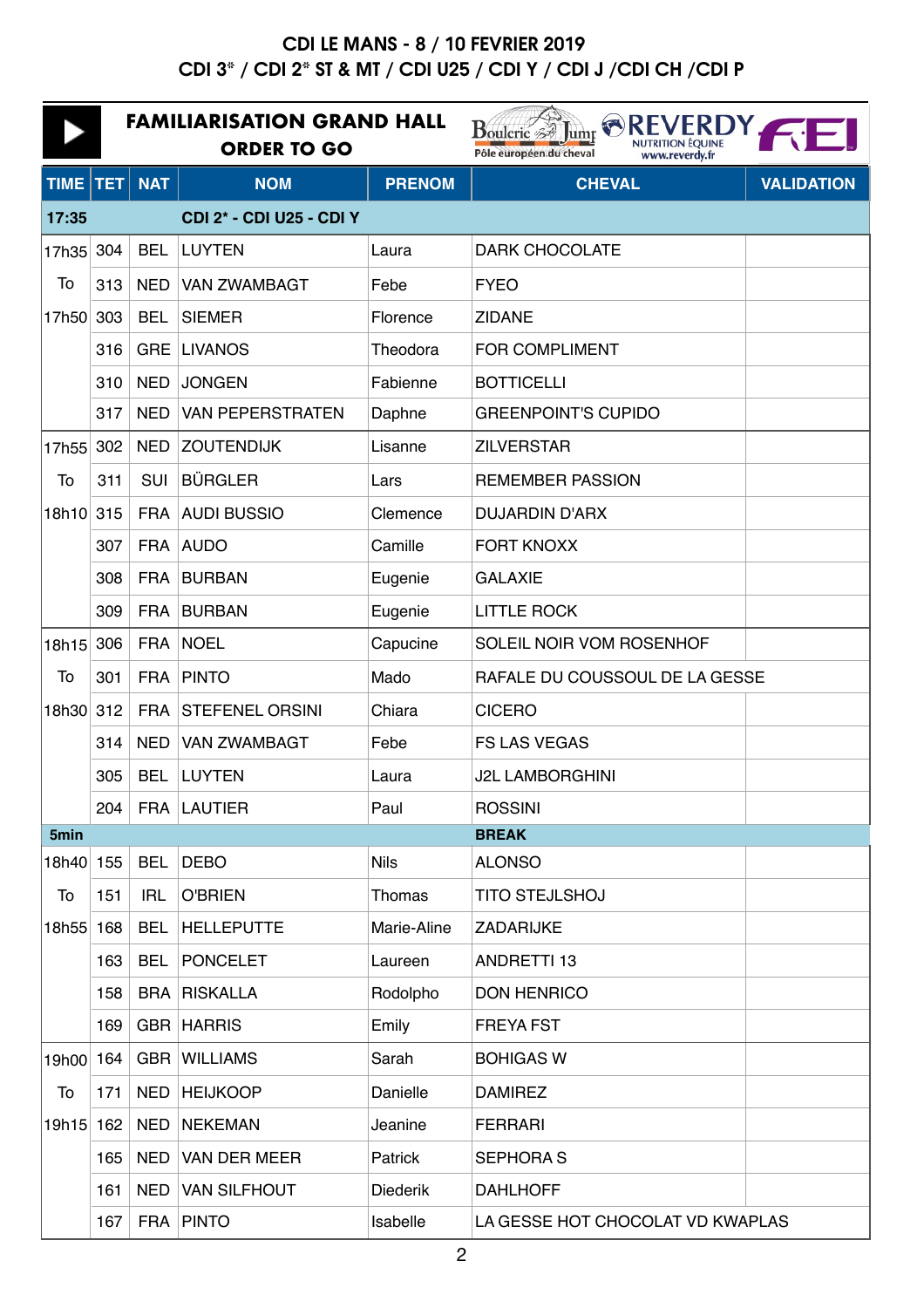# CDI LE MANS - 8 / 10 FEVRIER 2019

## CDI 3* / CDI 2* ST & MT / CDI U25 / CDI Y / CDI J /CDI CH /CDI P

**FAMILIARISATION GRAND HALL**

**ORDER TO GO**

| TIME | TET | NAT | NOM | PRENOM | CHEVAL | VALIDATION |
|---|---|---|---|---|---|---|
| **17:35** | | | **CDI 2* - CDI U25 - CDI Y** | | | |
| 17h35 | 304 | BEL | LUYTEN | Laura | DARK CHOCOLATE | |
| To | 313 | NED | VAN ZWAMBAGT | Febe | FYEO | |
| 17h50 | 303 | BEL | SIEMER | Florence | ZIDANE | |
| | 316 | GRE | LIVANOS | Theodora | FOR COMPLIMENT | |
| | 310 | NED | JONGEN | Fabienne | BOTTICELLI | |
| | 317 | NED | VAN PEPERSTRATEN | Daphne | GREENPOINT'S CUPIDO | |
| 17h55 | 302 | NED | ZOUTENDIJK | Lisanne | ZILVERSTAR | |
| To | 311 | SUI | BÜRGLER | Lars | REMEMBER PASSION | |
| 18h10 | 315 | FRA | AUDI BUSSIO | Clemence | DUJARDIN D'ARX | |
| | 307 | FRA | AUDO | Camille | FORT KNOXX | |
| | 308 | FRA | BURBAN | Eugenie | GALAXIE | |
| | 309 | FRA | BURBAN | Eugenie | LITTLE ROCK | |
| 18h15 | 306 | FRA | NOEL | Capucine | SOLEIL NOIR VOM ROSENHOF | |
| To | 301 | FRA | PINTO | Mado | RAFALE DU COUSSOUL DE LA GESSE | |
| 18h30 | 312 | FRA | STEFENEL ORSINI | Chiara | CICERO | |
| | 314 | NED | VAN ZWAMBAGT | Febe | FS LAS VEGAS | |
| | 305 | BEL | LUYTEN | Laura | J2L LAMBORGHINI | |
| | 204 | FRA | LAUTIER | Paul | ROSSINI | |
| **5min** | | | | | **BREAK** | |
| 18h40 | 155 | BEL | DEBO | Nils | ALONSO | |
| To | 151 | IRL | O'BRIEN | Thomas | TITO STEJLSHOJ | |
| 18h55 | 168 | BEL | HELLEPUTTE | Marie-Aline | ZADARIJKE | |
| | 163 | BEL | PONCELET | Laureen | ANDRETTI 13 | |
| | 158 | BRA | RISKALLA | Rodolpho | DON HENRICO | |
| | 169 | GBR | HARRIS | Emily | FREYA FST | |
| 19h00 | 164 | GBR | WILLIAMS | Sarah | BOHIGAS W | |
| To | 171 | NED | HEIJKOOP | Danielle | DAMIREZ | |
| 19h15 | 162 | NED | NEKEMAN | Jeanine | FERRARI | |
| | 165 | NED | VAN DER MEER | Patrick | SEPHORA S | |
| | 161 | NED | VAN SILFHOUT | Diederik | DAHLHOFF | |
| | 167 | FRA | PINTO | Isabelle | LA GESSE HOT CHOCOLAT VD KWAPLAS | |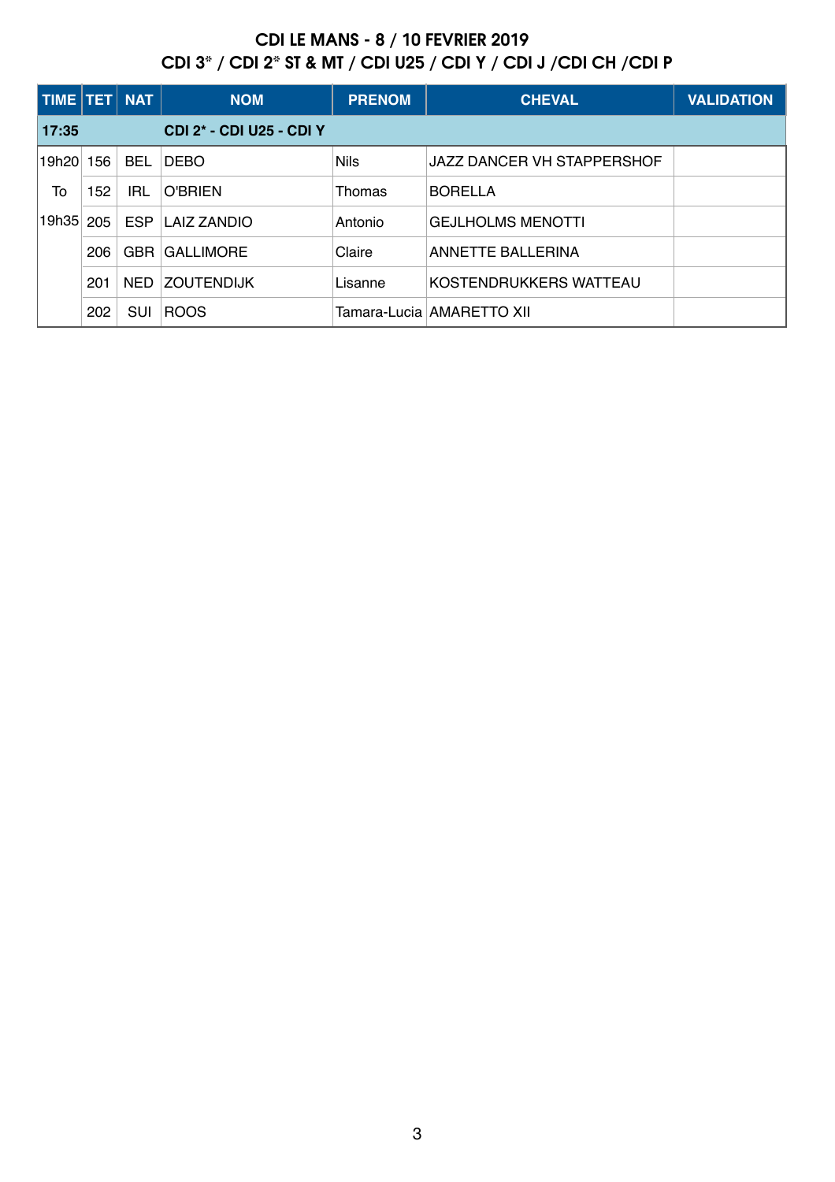# CDI LE MANS - 8 / 10 FEVRIER 2019

## CDI 3* / CDI 2* ST & MT / CDI U25 / CDI Y / CDI J /CDI CH /CDI P

| TIME | TET | NAT | NOM | PRENOM | CHEVAL | VALIDATION |
|---|---|---|---|---|---|---|
| **17:35** | | | **CDI 2* - CDI U25 - CDI Y** | | | |
| 19h20 | 156 | BEL | DEBO | Nils | JAZZ DANCER VH STAPPERSHOF | |
| To | 152 | IRL | O'BRIEN | Thomas | BORELLA | |
| 19h35 | 205 | ESP | LAIZ ZANDIO | Antonio | GEJLHOLMS MENOTTI | |
| | 206 | GBR | GALLIMORE | Claire | ANNETTE BALLERINA | |
| | 201 | NED | ZOUTENDIJK | Lisanne | KOSTENDRUKKERS WATTEAU | |
| | 202 | SUI | ROOS | Tamara-Lucia | AMARETTO XII | |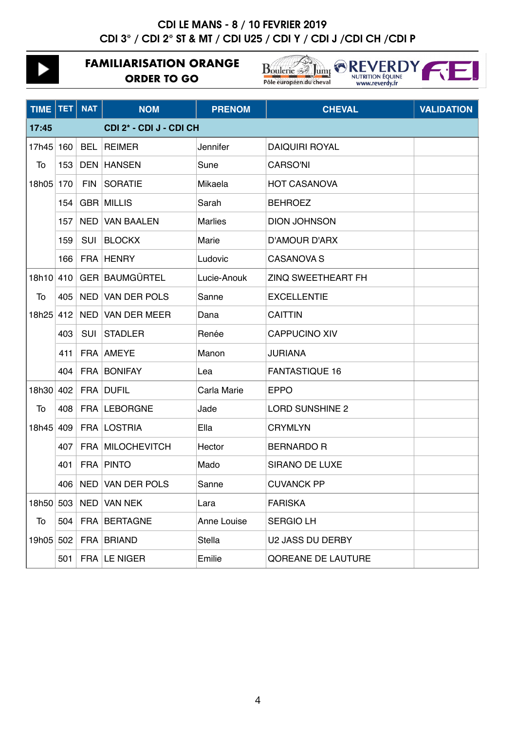# CDI LE MANS - 8 / 10 FEVRIER 2019

## CDI 3* / CDI 2* ST & MT / CDI U25 / CDI Y / CDI J /CDI CH /CDI P

### FAMILIARISATION ORANGE ORDER TO GO

| TIME | TET | NAT | NOM | PRENOM | CHEVAL | VALIDATION |
|---|---|---|---|---|---|---|
| **17:45** | | | **CDI 2* - CDI J - CDI CH** | | | |
| 17h45 | 160 | BEL | REIMER | Jennifer | DAIQUIRI ROYAL | |
| To | 153 | DEN | HANSEN | Sune | CARSO'NI | |
| 18h05 | 170 | FIN | SORATIE | Mikaela | HOT CASANOVA | |
| | 154 | GBR | MILLIS | Sarah | BEHROEZ | |
| | 157 | NED | VAN BAALEN | Marlies | DION JOHNSON | |
| | 159 | SUI | BLOCKX | Marie | D'AMOUR D'ARX | |
| | 166 | FRA | HENRY | Ludovic | CASANOVA S | |
| 18h10 | 410 | GER | BAUMGÜRTEL | Lucie-Anouk | ZINQ SWEETHEART FH | |
| To | 405 | NED | VAN DER POLS | Sanne | EXCELLENTIE | |
| 18h25 | 412 | NED | VAN DER MEER | Dana | CAITTIN | |
| | 403 | SUI | STADLER | Renée | CAPPUCINO XIV | |
| | 411 | FRA | AMEYE | Manon | JURIANA | |
| | 404 | FRA | BONIFAY | Lea | FANTASTIQUE 16 | |
| 18h30 | 402 | FRA | DUFIL | Carla Marie | EPPO | |
| To | 408 | FRA | LEBORGNE | Jade | LORD SUNSHINE 2 | |
| 18h45 | 409 | FRA | LOSTRIA | Ella | CRYMLYN | |
| | 407 | FRA | MILOCHEVITCH | Hector | BERNARDO R | |
| | 401 | FRA | PINTO | Mado | SIRANO DE LUXE | |
| | 406 | NED | VAN DER POLS | Sanne | CUVANCK PP | |
| 18h50 | 503 | NED | VAN NEK | Lara | FARISKA | |
| To | 504 | FRA | BERTAGNE | Anne Louise | SERGIO LH | |
| 19h05 | 502 | FRA | BRIAND | Stella | U2 JASS DU DERBY | |
| | 501 | FRA | LE NIGER | Emilie | QOREANE DE LAUTURE | |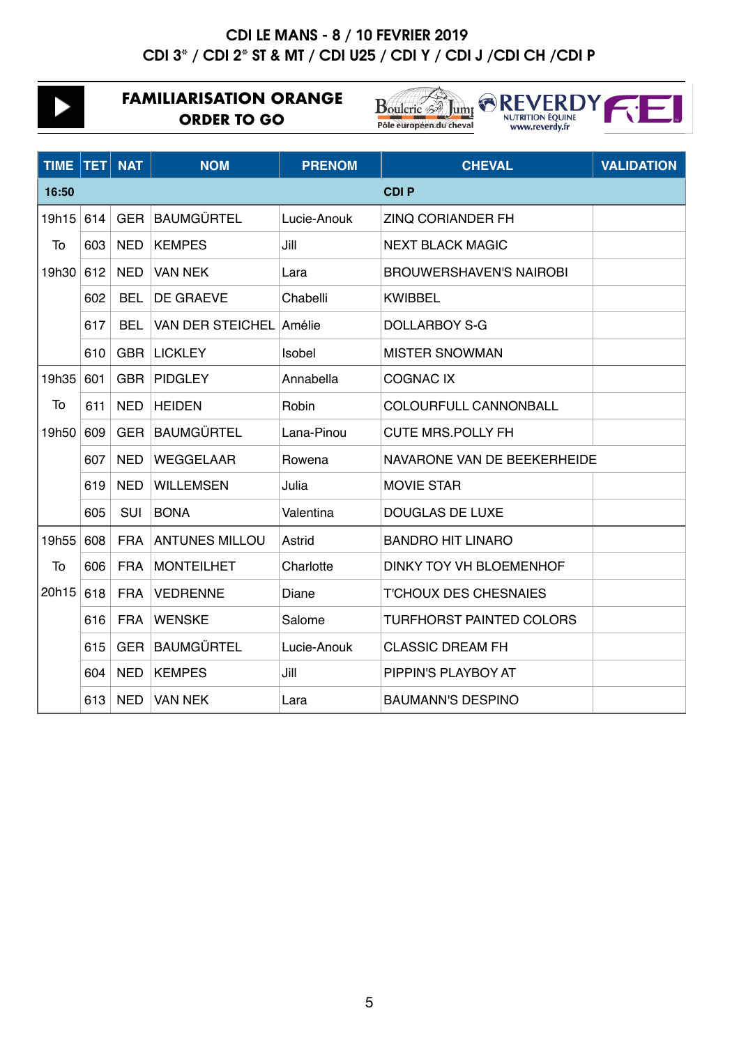# CDI LE MANS - 8 / 10 FEVRIER 2019
## CDI 3* / CDI 2* ST & MT / CDI U25 / CDI Y / CDI J /CDI CH /CDI P

### FAMILIARISATION ORANGE
### ORDER TO GO

| TIME | TET | NAT | NOM | PRENOM | CHEVAL | VALIDATION |
|---|---|---|---|---|---|---|
| 16:50 | | | | | CDI P | |
| 19h15 | 614 | GER | BAUMGÜRTEL | Lucie-Anouk | ZINQ CORIANDER FH | |
| To | 603 | NED | KEMPES | Jill | NEXT BLACK MAGIC | |
| 19h30 | 612 | NED | VAN NEK | Lara | BROUWERSHAVEN'S NAIROBI | |
| | 602 | BEL | DE GRAEVE | Chabelli | KWIBBEL | |
| | 617 | BEL | VAN DER STEICHEL | Amélie | DOLLARBOY S-G | |
| | 610 | GBR | LICKLEY | Isobel | MISTER SNOWMAN | |
| 19h35 | 601 | GBR | PIDGLEY | Annabella | COGNAC IX | |
| To | 611 | NED | HEIDEN | Robin | COLOURFULL CANNONBALL | |
| 19h50 | 609 | GER | BAUMGÜRTEL | Lana-Pinou | CUTE MRS.POLLY FH | |
| | 607 | NED | WEGGELAAR | Rowena | NAVARONE VAN DE BEEKERHEIDE | |
| | 619 | NED | WILLEMSEN | Julia | MOVIE STAR | |
| | 605 | SUI | BONA | Valentina | DOUGLAS DE LUXE | |
| 19h55 | 608 | FRA | ANTUNES MILLOU | Astrid | BANDRO HIT LINARO | |
| To | 606 | FRA | MONTEILHET | Charlotte | DINKY TOY VH BLOEMENHOF | |
| 20h15 | 618 | FRA | VEDRENNE | Diane | T'CHOUX DES CHESNAIES | |
| | 616 | FRA | WENSKE | Salome | TURFHORST PAINTED COLORS | |
| | 615 | GER | BAUMGÜRTEL | Lucie-Anouk | CLASSIC DREAM FH | |
| | 604 | NED | KEMPES | Jill | PIPPIN'S PLAYBOY AT | |
| | 613 | NED | VAN NEK | Lara | BAUMANN'S DESPINO | |